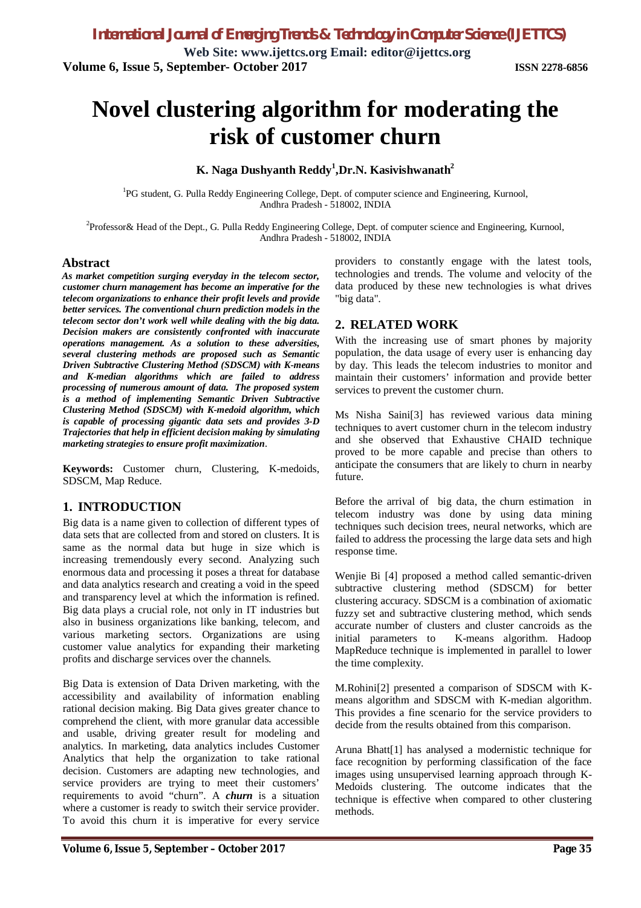# Novel clustering algorithm for moderating the risk of customer churn

**K. Naga Dushyanth Reddy[1], Dr.N. Kasivishwanath[2]**

[1]PG student, G. Pulla Reddy Engineering College, Dept. of computer science and Engineering, Kurnool, Andhra Pradesh - 518002, INDIA

[2]Professor& Head of the Dept., G. Pulla Reddy Engineering College, Dept. of computer science and Engineering, Kurnool, Andhra Pradesh - 518002, INDIA

## Abstract

***As market competition surging everyday in the telecom sector, customer churn management has become an imperative for the telecom organizations to enhance their profit levels and provide better services. The conventional churn prediction models in the telecom sector don't work well while dealing with the big data. Decision makers are consistently confronted with inaccurate operations management. As a solution to these adversities, several clustering methods are proposed such as Semantic Driven Subtractive Clustering Method (SDSCM) with K-means and K-median algorithms which are failed to address processing of numerous amount of data. The proposed system is a method of implementing Semantic Driven Subtractive Clustering Method (SDSCM) with K-medoid algorithm, which is capable of processing gigantic data sets and provides 3-D Trajectories that help in efficient decision making by simulating marketing strategies to ensure profit maximization.***

**Keywords:** Customer churn, Clustering, K-medoids, SDSCM, Map Reduce.

## 1. INTRODUCTION

Big data is a name given to collection of different types of data sets that are collected from and stored on clusters. It is same as the normal data but huge in size which is increasing tremendously every second. Analyzing such enormous data and processing it poses a threat for database and data analytics research and creating a void in the speed and transparency level at which the information is refined. Big data plays a crucial role, not only in IT industries but also in business organizations like banking, telecom, and various marketing sectors. Organizations are using customer value analytics for expanding their marketing profits and discharge services over the channels.

Big Data is extension of Data Driven marketing, with the accessibility and availability of information enabling rational decision making. Big Data gives greater chance to comprehend the client, with more granular data accessible and usable, driving greater result for modeling and analytics. In marketing, data analytics includes Customer Analytics that help the organization to take rational decision. Customers are adapting new technologies, and service providers are trying to meet their customers' requirements to avoid "churn". A ***churn*** is a situation where a customer is ready to switch their service provider. To avoid this churn it is imperative for every service providers to constantly engage with the latest tools, technologies and trends. The volume and velocity of the data produced by these new technologies is what drives "big data".

## 2. RELATED WORK

With the increasing use of smart phones by majority population, the data usage of every user is enhancing day by day. This leads the telecom industries to monitor and maintain their customers' information and provide better services to prevent the customer churn.

Ms Nisha Saini[3] has reviewed various data mining techniques to avert customer churn in the telecom industry and she observed that Exhaustive CHAID technique proved to be more capable and precise than others to anticipate the consumers that are likely to churn in nearby future.

Before the arrival of big data, the churn estimation in telecom industry was done by using data mining techniques such decision trees, neural networks, which are failed to address the processing the large data sets and high response time.

Wenjie Bi [4] proposed a method called semantic-driven subtractive clustering method (SDSCM) for better clustering accuracy. SDSCM is a combination of axiomatic fuzzy set and subtractive clustering method, which sends accurate number of clusters and cluster cancroids as the initial parameters to K-means algorithm. Hadoop MapReduce technique is implemented in parallel to lower the time complexity.

M.Rohini[2] presented a comparison of SDSCM with K-means algorithm and SDSCM with K-median algorithm. This provides a fine scenario for the service providers to decide from the results obtained from this comparison.

Aruna Bhatt[1] has analysed a modernistic technique for face recognition by performing classification of the face images using unsupervised learning approach through K-Medoids clustering. The outcome indicates that the technique is effective when compared to other clustering methods.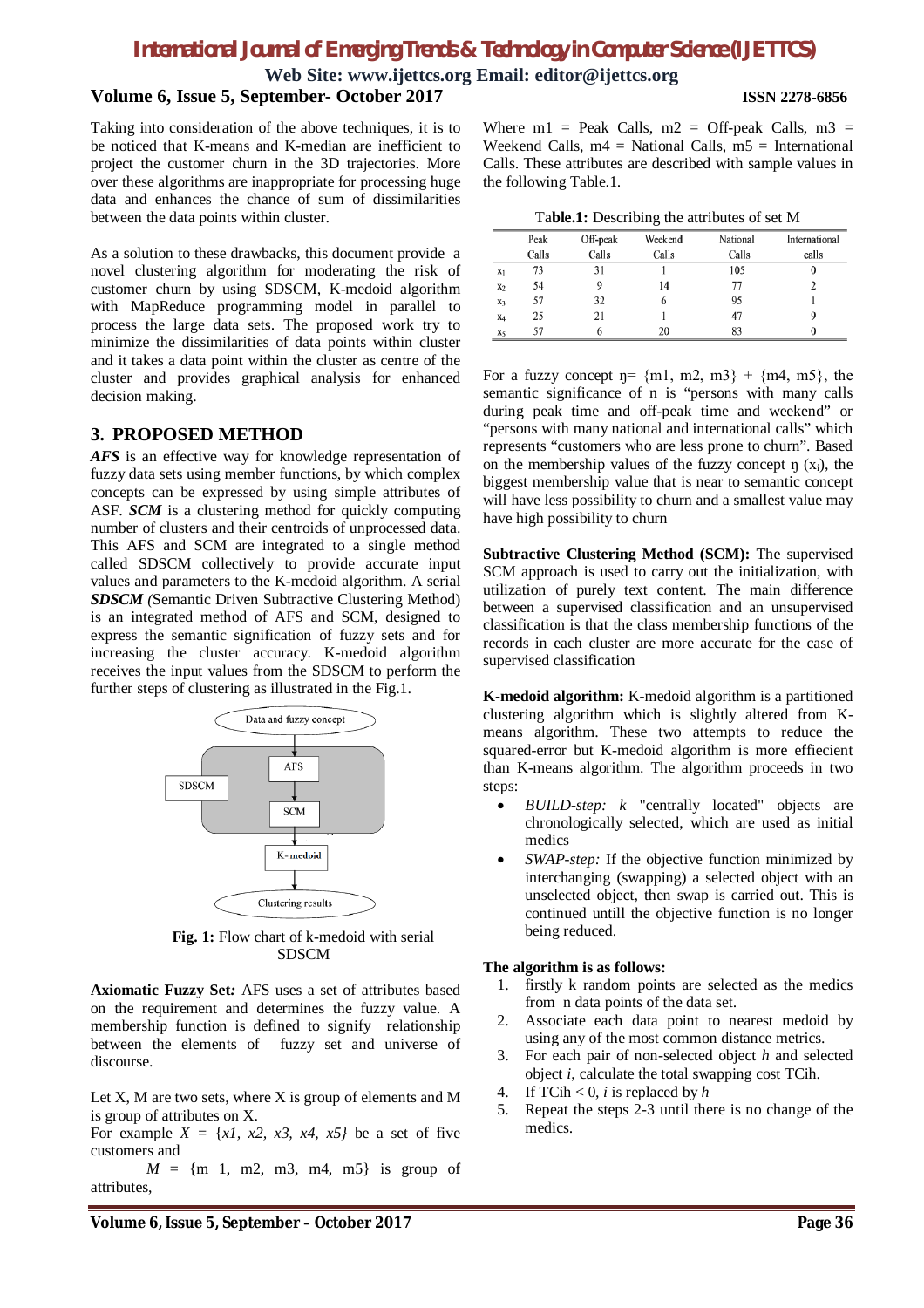Taking into consideration of the above techniques, it is to be noticed that K-means and K-median are inefficient to project the customer churn in the 3D trajectories. More over these algorithms are inappropriate for processing huge data and enhances the chance of sum of dissimilarities between the data points within cluster.

As a solution to these drawbacks, this document provide a novel clustering algorithm for moderating the risk of customer churn by using SDSCM, K-medoid algorithm with MapReduce programming model in parallel to process the large data sets. The proposed work try to minimize the dissimilarities of data points within cluster and it takes a data point within the cluster as centre of the cluster and provides graphical analysis for enhanced decision making.

## 3. PROPOSED METHOD

***AFS*** is an effective way for knowledge representation of fuzzy data sets using member functions, by which complex concepts can be expressed by using simple attributes of ASF. ***SCM*** is a clustering method for quickly computing number of clusters and their centroids of unprocessed data. This AFS and SCM are integrated to a single method called SDSCM collectively to provide accurate input values and parameters to the K-medoid algorithm. A serial ***SDSCM*** *(*Semantic Driven Subtractive Clustering Method) is an integrated method of AFS and SCM, designed to express the semantic signification of fuzzy sets and for increasing the cluster accuracy. K-medoid algorithm receives the input values from the SDSCM to perform the further steps of clustering as illustrated in the Fig.1.

**Fig. 1:** Flow chart of k-medoid with serial SDSCM

**Axiomatic Fuzzy Set*:*** AFS uses a set of attributes based on the requirement and determines the fuzzy value. A membership function is defined to signify relationship between the elements of fuzzy set and universe of discourse.

Let X, M are two sets, where X is group of elements and M is group of attributes on X.

For example $X = \{x1, x2, x3, x4, x5\}$ be a set of five customers and

$M = \{m1, m2, m3, m4, m5\}$ is group of attributes,

Where m1 = Peak Calls, m2 = Off-peak Calls, m3 = Weekend Calls, m4 = National Calls, m5 = International Calls. These attributes are described with sample values in the following Table.1.

**Table.1:** Describing the attributes of set M

| | Peak Calls | Off-peak Calls | Weekend Calls | National Calls | International calls |
|---|---|---|---|---|---|
| $x_1$ | 73 | 31 | 1 | 105 | 0 |
| $x_2$ | 54 | 9 | 14 | 77 | 2 |
| $x_3$ | 57 | 32 | 6 | 95 | 1 |
| $x_4$ | 25 | 21 | 1 | 47 | 9 |
| $x_5$ | 57 | 6 | 20 | 83 | 0 |

For a fuzzy concept $\eta = \{m1, m2, m3\} + \{m4, m5\}$, the semantic significance of n is "persons with many calls during peak time and off-peak time and weekend" or "persons with many national and international calls" which represents "customers who are less prone to churn". Based on the membership values of the fuzzy concept $\eta\,(x_i)$, the biggest membership value that is near to semantic concept will have less possibility to churn and a smallest value may have high possibility to churn

**Subtractive Clustering Method (SCM):** The supervised SCM approach is used to carry out the initialization, with utilization of purely text content. The main difference between a supervised classification and an unsupervised classification is that the class membership functions of the records in each cluster are more accurate for the case of supervised classification

**K-medoid algorithm:** K-medoid algorithm is a partitioned clustering algorithm which is slightly altered from K-means algorithm. These two attempts to reduce the squared-error but K-medoid algorithm is more effiecient than K-means algorithm. The algorithm proceeds in two steps:

- *BUILD-step: k* "centrally located" objects are chronologically selected, which are used as initial medics
- *SWAP-step:* If the objective function minimized by interchanging (swapping) a selected object with an unselected object, then swap is carried out. This is continued untill the objective function is no longer being reduced.

**The algorithm is as follows:**

1. firstly k random points are selected as the medics from n data points of the data set.
2. Associate each data point to nearest medoid by using any of the most common distance metrics.
3. For each pair of non-selected object *h* and selected object *i*, calculate the total swapping cost TCih.
4. If TCih < 0, *i* is replaced by *h*
5. Repeat the steps 2-3 until there is no change of the medics.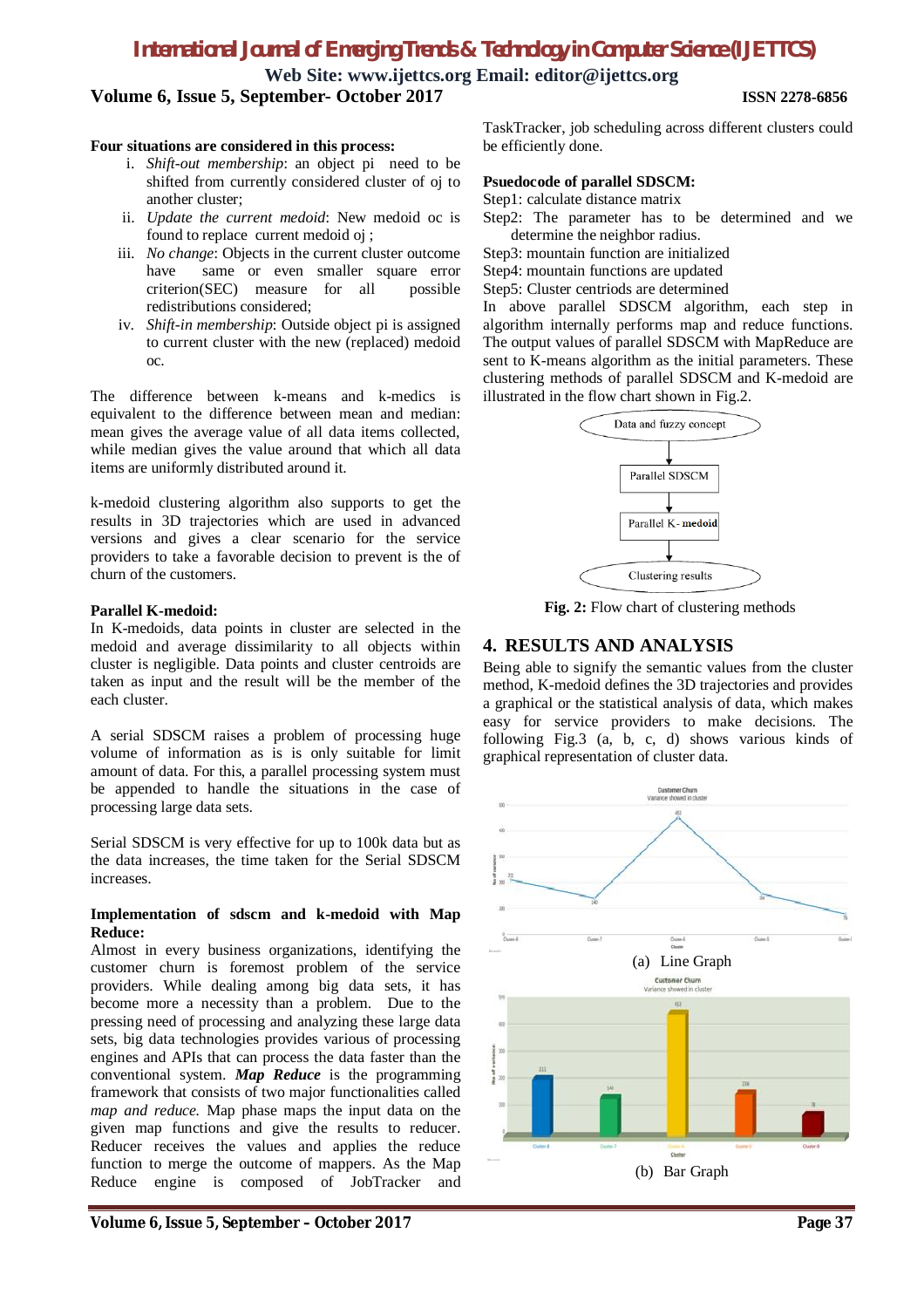**Four situations are considered in this process:**

i. *Shift-out membership*: an object pi need to be shifted from currently considered cluster of oj to another cluster;
ii. *Update the current medoid*: New medoid oc is found to replace current medoid oj ;
iii. *No change*: Objects in the current cluster outcome have same or even smaller square error criterion(SEC) measure for all possible redistributions considered;
iv. *Shift-in membership*: Outside object pi is assigned to current cluster with the new (replaced) medoid oc.

The difference between k-means and k-medics is equivalent to the difference between mean and median: mean gives the average value of all data items collected, while median gives the value around that which all data items are uniformly distributed around it.

k-medoid clustering algorithm also supports to get the results in 3D trajectories which are used in advanced versions and gives a clear scenario for the service providers to take a favorable decision to prevent is the of churn of the customers.

**Parallel K-medoid:**

In K-medoids, data points in cluster are selected in the medoid and average dissimilarity to all objects within cluster is negligible. Data points and cluster centroids are taken as input and the result will be the member of the each cluster.

A serial SDSCM raises a problem of processing huge volume of information as is is only suitable for limit amount of data. For this, a parallel processing system must be appended to handle the situations in the case of processing large data sets.

Serial SDSCM is very effective for up to 100k data but as the data increases, the time taken for the Serial SDSCM increases.

**Implementation of sdscm and k-medoid with Map Reduce:**

Almost in every business organizations, identifying the customer churn is foremost problem of the service providers. While dealing among big data sets, it has become more a necessity than a problem. Due to the pressing need of processing and analyzing these large data sets, big data technologies provides various of processing engines and APIs that can process the data faster than the conventional system. ***Map Reduce*** is the programming framework that consists of two major functionalities called *map and reduce.* Map phase maps the input data on the given map functions and give the results to reducer. Reducer receives the values and applies the reduce function to merge the outcome of mappers. As the Map Reduce engine is composed of JobTracker and TaskTracker, job scheduling across different clusters could be efficiently done.

**Psuedocode of parallel SDSCM:**

Step1: calculate distance matrix
Step2: The parameter has to be determined and we determine the neighbor radius.
Step3: mountain function are initialized
Step4: mountain functions are updated
Step5: Cluster centriods are determined

In above parallel SDSCM algorithm, each step in algorithm internally performs map and reduce functions. The output values of parallel SDSCM with MapReduce are sent to K-means algorithm as the initial parameters. These clustering methods of parallel SDSCM and K-medoid are illustrated in the flow chart shown in Fig.2.

Data and fuzzy concept → Parallel SDSCM → Parallel K- **medoid** → Clustering results

**Fig. 2:** Flow chart of clustering methods

## 4. RESULTS AND ANALYSIS

Being able to signify the semantic values from the cluster method, K-medoid defines the 3D trajectories and provides a graphical or the statistical analysis of data, which makes easy for service providers to make decisions. The following Fig.3 (a, b, c, d) shows various kinds of graphical representation of cluster data.

(a) Line Graph

(b) Bar Graph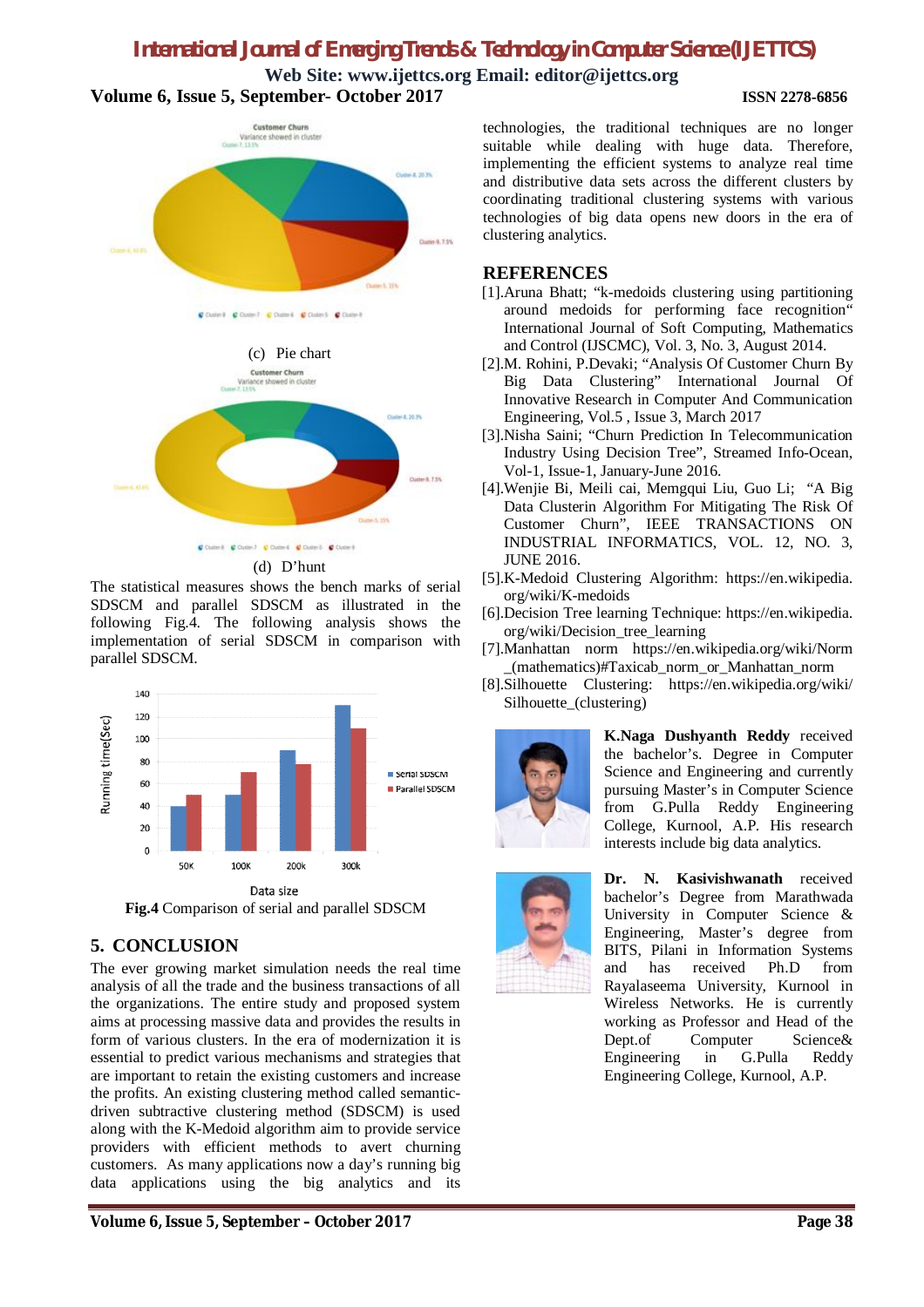Customer Churn
Variance showed in cluster

Cluster-7, 13.5%
Cluster-8, 20.3%
Cluster-9, 7.5%
Cluster-5, 15%
Cluster-6, 43.8%

Cluster-8 Cluster-7 Cluster-6 Cluster-5 Cluster-9

(c) Pie chart

Customer Churn
Variance showed in cluster

Cluster-7, 13.5%
Cluster-8, 20.3%
Cluster-9, 7.5%
Cluster-5, 15%
Cluster-6, 43.8%

Cluster-8 Cluster-7 Cluster-6 Cluster-5 Cluster-9

(d) D'hunt

The statistical measures shows the bench marks of serial SDSCM and parallel SDSCM as illustrated in the following Fig.4. The following analysis shows the implementation of serial SDSCM in comparison with parallel SDSCM.

Running time(Sec)
140
120
100
80
60
40
20
0
50K
100K
200k
300k
Data size
Serial SDSCM
Parallel SDSCM

**Fig.4** Comparison of serial and parallel SDSCM

## 5. CONCLUSION

The ever growing market simulation needs the real time analysis of all the trade and the business transactions of all the organizations. The entire study and proposed system aims at processing massive data and provides the results in form of various clusters. In the era of modernization it is essential to predict various mechanisms and strategies that are important to retain the existing customers and increase the profits. An existing clustering method called semantic-driven subtractive clustering method (SDSCM) is used along with the K-Medoid algorithm aim to provide service providers with efficient methods to avert churning customers. As many applications now a day's running big data applications using the big analytics and its technologies, the traditional techniques are no longer suitable while dealing with huge data. Therefore, implementing the efficient systems to analyze real time and distributive data sets across the different clusters by coordinating traditional clustering systems with various technologies of big data opens new doors in the era of clustering analytics.

## REFERENCES

[1].Aruna Bhatt; "k-medoids clustering using partitioning around medoids for performing face recognition" International Journal of Soft Computing, Mathematics and Control (IJSCMC), Vol. 3, No. 3, August 2014.

[2].M. Rohini, P.Devaki; "Analysis Of Customer Churn By Big Data Clustering" International Journal Of Innovative Research in Computer And Communication Engineering, Vol.5 , Issue 3, March 2017

[3].Nisha Saini; "Churn Prediction In Telecommunication Industry Using Decision Tree", Streamed Info-Ocean, Vol-1, Issue-1, January-June 2016.

[4].Wenjie Bi, Meili cai, Memgqui Liu, Guo Li; "A Big Data Clusterin Algorithm For Mitigating The Risk Of Customer Churn", IEEE TRANSACTIONS ON INDUSTRIAL INFORMATICS, VOL. 12, NO. 3, JUNE 2016.

[5].K-Medoid Clustering Algorithm: https://en.wikipedia.org/wiki/K-medoids

[6].Decision Tree learning Technique: https://en.wikipedia.org/wiki/Decision_tree_learning

[7].Manhattan norm https://en.wikipedia.org/wiki/Norm_(mathematics)#Taxicab_norm_or_Manhattan_norm

[8].Silhouette Clustering: https://en.wikipedia.org/wiki/Silhouette_(clustering)

**K.Naga Dushyanth Reddy** received the bachelor's. Degree in Computer Science and Engineering and currently pursuing Master's in Computer Science from G.Pulla Reddy Engineering College, Kurnool, A.P. His research interests include big data analytics.

**Dr. N. Kasivishwanath** received bachelor's Degree from Marathwada University in Computer Science & Engineering, Master's degree from BITS, Pilani in Information Systems and has received Ph.D from Rayalaseema University, Kurnool in Wireless Networks. He is currently working as Professor and Head of the Dept.of Computer Science& Engineering in G.Pulla Reddy Engineering College, Kurnool, A.P.